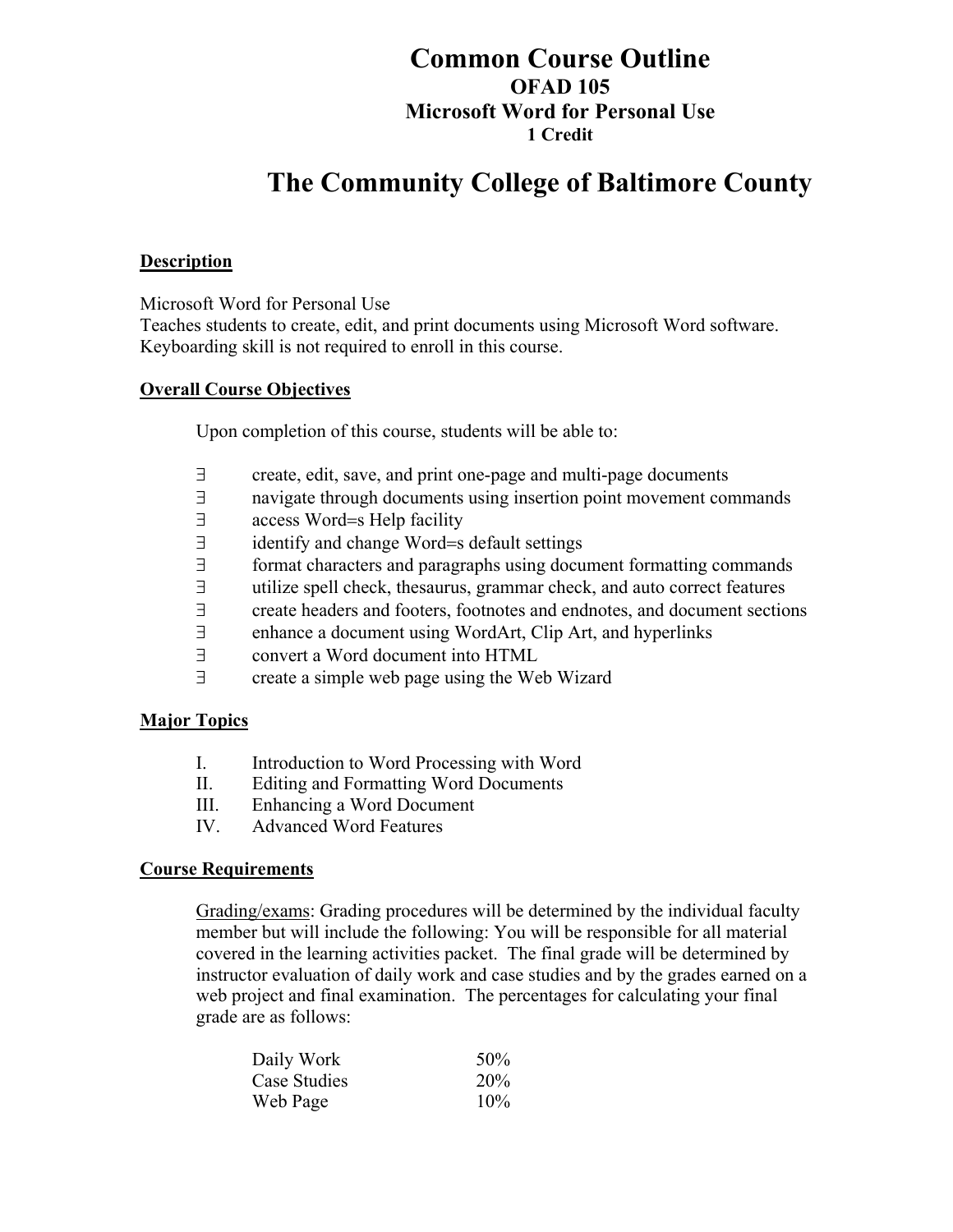# Common Course Outline

## OFAD 105

## Microsoft Word for Personal Use

**1 Credit**

# The Community College of Baltimore County

**Description**

Microsoft Word for Personal Use
Teaches students to create, edit, and print documents using Microsoft Word software. Keyboarding skill is not required to enroll in this course.

**Overall Course Objectives**

Upon completion of this course, students will be able to:

- create, edit, save, and print one-page and multi-page documents
- navigate through documents using insertion point movement commands
- access Word=s Help facility
- identify and change Word=s default settings
- format characters and paragraphs using document formatting commands
- utilize spell check, thesaurus, grammar check, and auto correct features
- create headers and footers, footnotes and endnotes, and document sections
- enhance a document using WordArt, Clip Art, and hyperlinks
- convert a Word document into HTML
- create a simple web page using the Web Wizard

**Major Topics**

I. Introduction to Word Processing with Word
II. Editing and Formatting Word Documents
III. Enhancing a Word Document
IV. Advanced Word Features

**Course Requirements**

Grading/exams: Grading procedures will be determined by the individual faculty member but will include the following: You will be responsible for all material covered in the learning activities packet. The final grade will be determined by instructor evaluation of daily work and case studies and by the grades earned on a web project and final examination. The percentages for calculating your final grade are as follows:

| | |
|---|---|
| Daily Work | 50% |
| Case Studies | 20% |
| Web Page | 10% |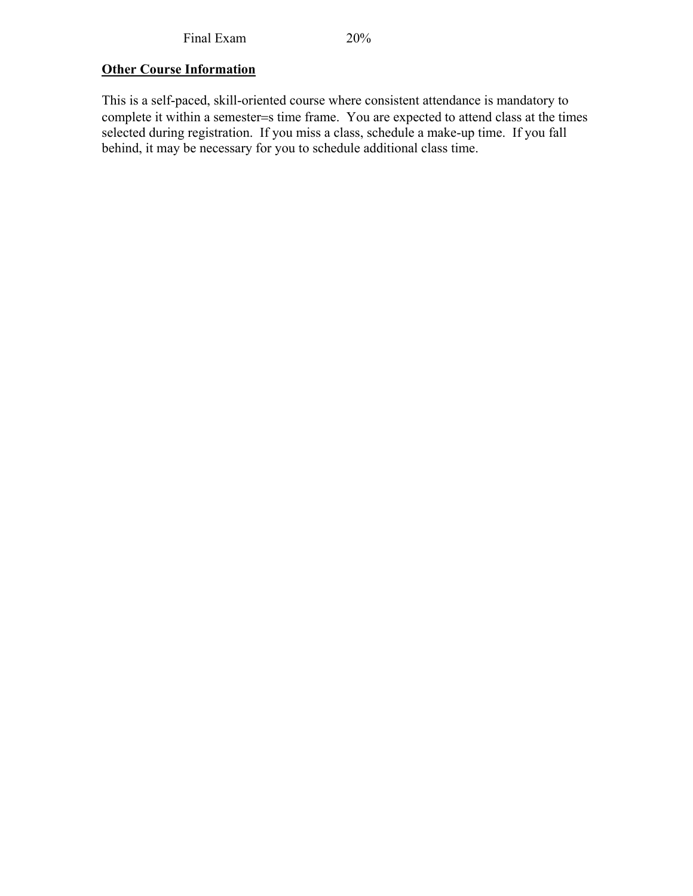| | |
|---|---|
| Final Exam | 20% |

**Other Course Information**

This is a self-paced, skill-oriented course where consistent attendance is mandatory to complete it within a semester=s time frame. You are expected to attend class at the times selected during registration. If you miss a class, schedule a make-up time. If you fall behind, it may be necessary for you to schedule additional class time.